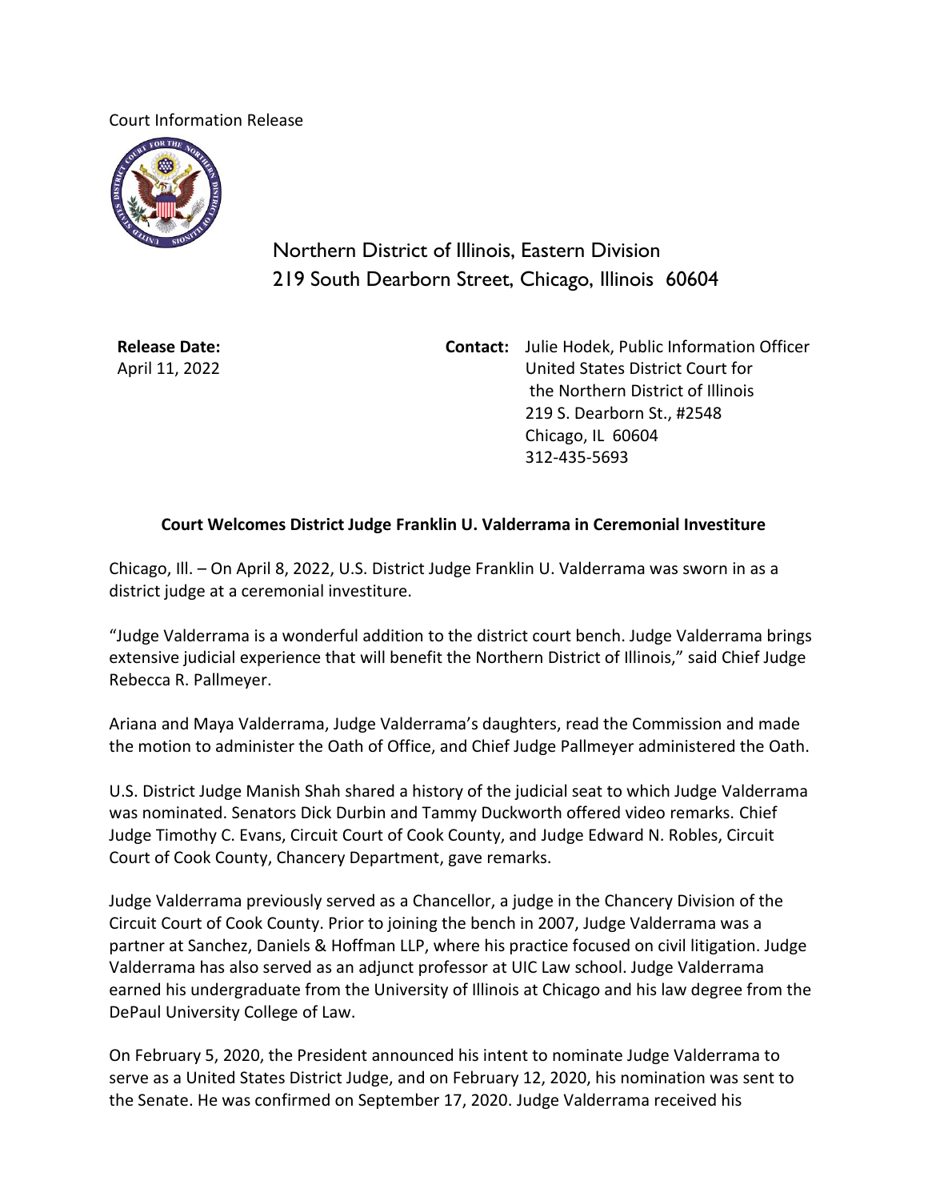Court Information Release

Northern District of Illinois, Eastern Division
219 South Dearborn Street, Chicago, Illinois 60604

**Release Date:**
April 11, 2022

**Contact:** Julie Hodek, Public Information Officer
United States District Court for
the Northern District of Illinois
219 S. Dearborn St., #2548
Chicago, IL 60604
312-435-5693

**Court Welcomes District Judge Franklin U. Valderrama in Ceremonial Investiture**

Chicago, Ill. – On April 8, 2022, U.S. District Judge Franklin U. Valderrama was sworn in as a district judge at a ceremonial investiture.

"Judge Valderrama is a wonderful addition to the district court bench. Judge Valderrama brings extensive judicial experience that will benefit the Northern District of Illinois," said Chief Judge Rebecca R. Pallmeyer.

Ariana and Maya Valderrama, Judge Valderrama's daughters, read the Commission and made the motion to administer the Oath of Office, and Chief Judge Pallmeyer administered the Oath.

U.S. District Judge Manish Shah shared a history of the judicial seat to which Judge Valderrama was nominated. Senators Dick Durbin and Tammy Duckworth offered video remarks. Chief Judge Timothy C. Evans, Circuit Court of Cook County, and Judge Edward N. Robles, Circuit Court of Cook County, Chancery Department, gave remarks.

Judge Valderrama previously served as a Chancellor, a judge in the Chancery Division of the Circuit Court of Cook County. Prior to joining the bench in 2007, Judge Valderrama was a partner at Sanchez, Daniels & Hoffman LLP, where his practice focused on civil litigation. Judge Valderrama has also served as an adjunct professor at UIC Law school. Judge Valderrama earned his undergraduate from the University of Illinois at Chicago and his law degree from the DePaul University College of Law.

On February 5, 2020, the President announced his intent to nominate Judge Valderrama to serve as a United States District Judge, and on February 12, 2020, his nomination was sent to the Senate. He was confirmed on September 17, 2020. Judge Valderrama received his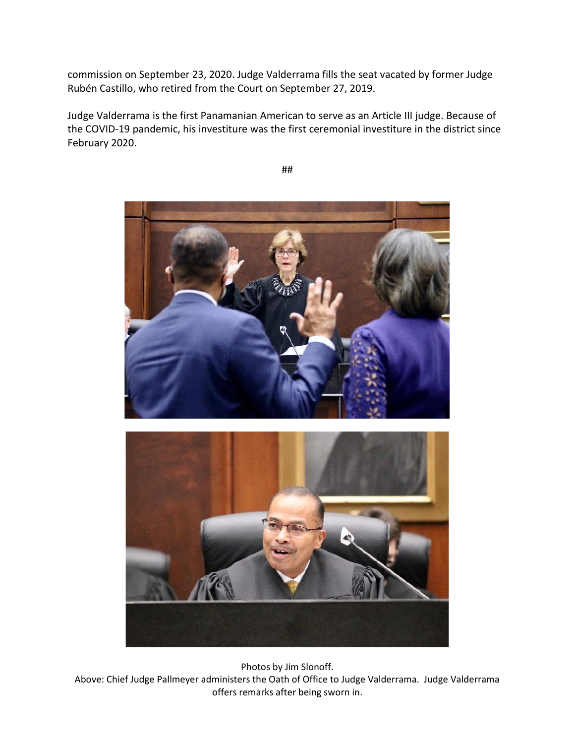commission on September 23, 2020. Judge Valderrama fills the seat vacated by former Judge Rubén Castillo, who retired from the Court on September 27, 2019.

Judge Valderrama is the first Panamanian American to serve as an Article III judge. Because of the COVID-19 pandemic, his investiture was the first ceremonial investiture in the district since February 2020.

##

Photos by Jim Slonoff.
Above: Chief Judge Pallmeyer administers the Oath of Office to Judge Valderrama. Judge Valderrama offers remarks after being sworn in.